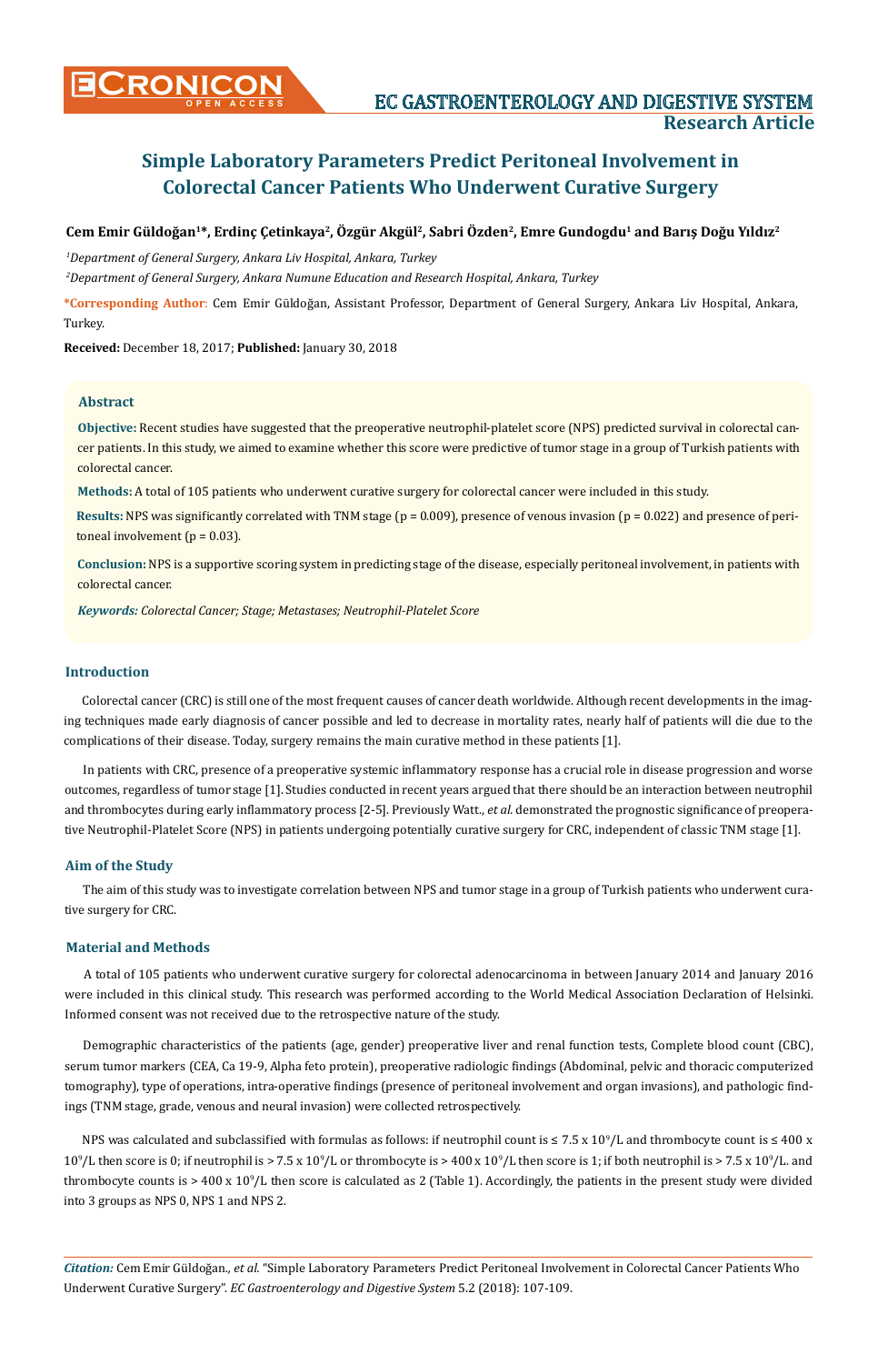# Simple Laboratory Parameters Predict Peritoneal Involvement in Colorectal Cancer Patients Who Underwent Curative Surgery

**Cem Emir Güldoğan[1]*, Erdinç Çetinkaya[2], Özgür Akgül[2], Sabri Özden[2], Emre Gundogdu[1] and Barış Doğu Yıldız[2]**

*[1]Department of General Surgery, Ankara Liv Hospital, Ankara, Turkey*

*[2]Department of General Surgery, Ankara Numune Education and Research Hospital, Ankara, Turkey*

***Corresponding Author:** Cem Emir Güldoğan, Assistant Professor, Department of General Surgery, Ankara Liv Hospital, Ankara, Turkey.

**Received:** December 18, 2017; **Published:** January 30, 2018

## Abstract

**Objective:** Recent studies have suggested that the preoperative neutrophil-platelet score (NPS) predicted survival in colorectal cancer patients. In this study, we aimed to examine whether this score were predictive of tumor stage in a group of Turkish patients with colorectal cancer.

**Methods:** A total of 105 patients who underwent curative surgery for colorectal cancer were included in this study.

**Results:** NPS was significantly correlated with TNM stage (p = 0.009), presence of venous invasion (p = 0.022) and presence of peritoneal involvement (p = 0.03).

**Conclusion:** NPS is a supportive scoring system in predicting stage of the disease, especially peritoneal involvement, in patients with colorectal cancer.

***Keywords:*** *Colorectal Cancer; Stage; Metastases; Neutrophil-Platelet Score*

## Introduction

Colorectal cancer (CRC) is still one of the most frequent causes of cancer death worldwide. Although recent developments in the imaging techniques made early diagnosis of cancer possible and led to decrease in mortality rates, nearly half of patients will die due to the complications of their disease. Today, surgery remains the main curative method in these patients [1].

In patients with CRC, presence of a preoperative systemic inflammatory response has a crucial role in disease progression and worse outcomes, regardless of tumor stage [1]. Studies conducted in recent years argued that there should be an interaction between neutrophil and thrombocytes during early inflammatory process [2-5]. Previously Watt., *et al.* demonstrated the prognostic significance of preoperative Neutrophil-Platelet Score (NPS) in patients undergoing potentially curative surgery for CRC, independent of classic TNM stage [1].

## Aim of the Study

The aim of this study was to investigate correlation between NPS and tumor stage in a group of Turkish patients who underwent curative surgery for CRC.

## Material and Methods

A total of 105 patients who underwent curative surgery for colorectal adenocarcinoma in between January 2014 and January 2016 were included in this clinical study. This research was performed according to the World Medical Association Declaration of Helsinki. Informed consent was not received due to the retrospective nature of the study.

Demographic characteristics of the patients (age, gender) preoperative liver and renal function tests, Complete blood count (CBC), serum tumor markers (CEA, Ca 19-9, Alpha feto protein), preoperative radiologic findings (Abdominal, pelvic and thoracic computerized tomography), type of operations, intra-operative findings (presence of peritoneal involvement and organ invasions), and pathologic findings (TNM stage, grade, venous and neural invasion) were collected retrospectively.

NPS was calculated and subclassified with formulas as follows: if neutrophil count is ≤ 7.5 x $10^9$/L and thrombocyte count is ≤ 400 x $10^9$/L then score is 0; if neutrophil is > 7.5 x $10^9$/L or thrombocyte is > 400 x $10^9$/L then score is 1; if both neutrophil is > 7.5 x $10^9$/L. and thrombocyte counts is > 400 x $10^9$/L then score is calculated as 2 (Table 1). Accordingly, the patients in the present study were divided into 3 groups as NPS 0, NPS 1 and NPS 2.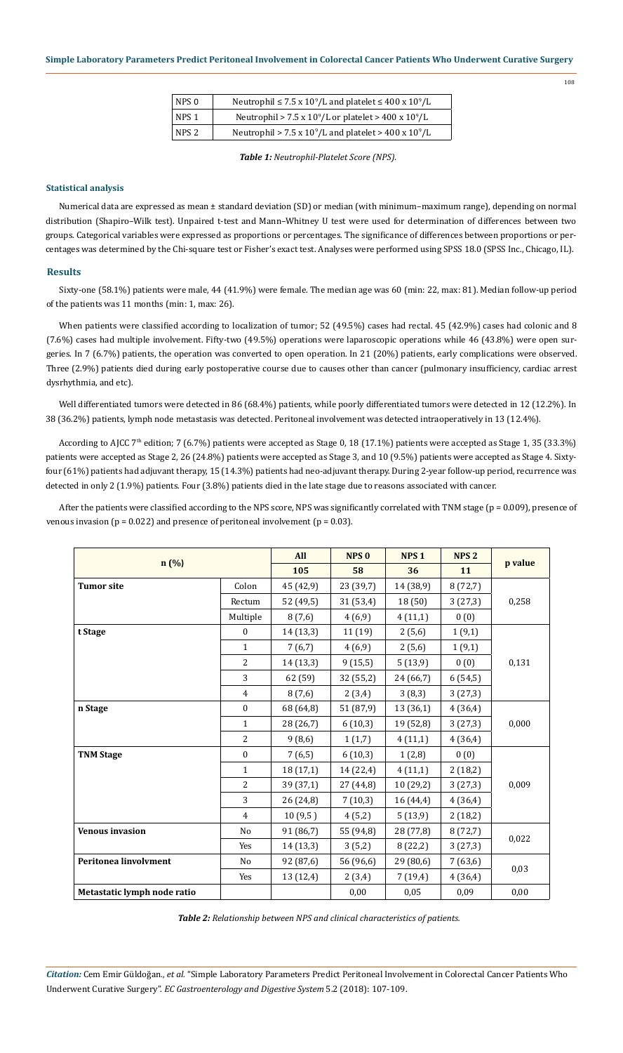| NPS 0 | Neutrophil ≤ 7.5 x $10^9$/L and platelet ≤ 400 x $10^9$/L |
|---|---|
| NPS 1 | Neutrophil > 7.5 x $10^9$/L or platelet > 400 x $10^9$/L |
| NPS 2 | Neutrophil > 7.5 x $10^9$/L and platelet > 400 x $10^9$/L |

*Table 1: Neutrophil-Platelet Score (NPS).*

### Statistical analysis

Numerical data are expressed as mean ± standard deviation (SD) or median (with minimum–maximum range), depending on normal distribution (Shapiro–Wilk test). Unpaired t-test and Mann–Whitney U test were used for determination of differences between two groups. Categorical variables were expressed as proportions or percentages. The significance of differences between proportions or percentages was determined by the Chi-square test or Fisher's exact test. Analyses were performed using SPSS 18.0 (SPSS Inc., Chicago, IL).

## Results

Sixty-one (58.1%) patients were male, 44 (41.9%) were female. The median age was 60 (min: 22, max: 81). Median follow-up period of the patients was 11 months (min: 1, max: 26).

When patients were classified according to localization of tumor; 52 (49.5%) cases had rectal. 45 (42.9%) cases had colonic and 8 (7.6%) cases had multiple involvement. Fifty-two (49.5%) operations were laparoscopic operations while 46 (43.8%) were open surgeries. In 7 (6.7%) patients, the operation was converted to open operation. In 21 (20%) patients, early complications were observed. Three (2.9%) patients died during early postoperative course due to causes other than cancer (pulmonary insufficiency, cardiac arrest dysrhythmia, and etc).

Well differentiated tumors were detected in 86 (68.4%) patients, while poorly differentiated tumors were detected in 12 (12.2%). In 38 (36.2%) patients, lymph node metastasis was detected. Peritoneal involvement was detected intraoperatively in 13 (12.4%).

According to AJCC 7th edition; 7 (6.7%) patients were accepted as Stage 0, 18 (17.1%) patients were accepted as Stage 1, 35 (33.3%) patients were accepted as Stage 2, 26 (24.8%) patients were accepted as Stage 3, and 10 (9.5%) patients were accepted as Stage 4. Sixty-four (61%) patients had adjuvant therapy, 15 (14.3%) patients had neo-adjuvant therapy. During 2-year follow-up period, recurrence was detected in only 2 (1.9%) patients. Four (3.8%) patients died in the late stage due to reasons associated with cancer.

After the patients were classified according to the NPS score, NPS was significantly correlated with TNM stage (p = 0.009), presence of venous invasion (p = 0.022) and presence of peritoneal involvement (p = 0.03).

| n (%) | | All | NPS 0 | NPS 1 | NPS 2 | p value |
|---|---|---|---|---|---|---|
| | | 105 | 58 | 36 | 11 | |
| **Tumor site** | Colon | 45 (42,9) | 23 (39,7) | 14 (38,9) | 8 (72,7) | 0,258 |
| | Rectum | 52 (49,5) | 31 (53,4) | 18 (50) | 3 (27,3) | |
| | Multiple | 8 (7,6) | 4 (6,9) | 4 (11,1) | 0 (0) | |
| **t Stage** | 0 | 14 (13,3) | 11 (19) | 2 (5,6) | 1 (9,1) | 0,131 |
| | 1 | 7 (6,7) | 4 (6,9) | 2 (5,6) | 1 (9,1) | |
| | 2 | 14 (13,3) | 9 (15,5) | 5 (13,9) | 0 (0) | |
| | 3 | 62 (59) | 32 (55,2) | 24 (66,7) | 6 (54,5) | |
| | 4 | 8 (7,6) | 2 (3,4) | 3 (8,3) | 3 (27,3) | |
| **n Stage** | 0 | 68 (64,8) | 51 (87,9) | 13 (36,1) | 4 (36,4) | 0,000 |
| | 1 | 28 (26,7) | 6 (10,3) | 19 (52,8) | 3 (27,3) | |
| | 2 | 9 (8,6) | 1 (1,7) | 4 (11,1) | 4 (36,4) | |
| **TNM Stage** | 0 | 7 (6,5) | 6 (10,3) | 1 (2,8) | 0 (0) | 0,009 |
| | 1 | 18 (17,1) | 14 (22,4) | 4 (11,1) | 2 (18,2) | |
| | 2 | 39 (37,1) | 27 (44,8) | 10 (29,2) | 3 (27,3) | |
| | 3 | 26 (24,8) | 7 (10,3) | 16 (44,4) | 4 (36,4) | |
| | 4 | 10 (9,5 ) | 4 (5,2) | 5 (13,9) | 2 (18,2) | |
| **Venous invasion** | No | 91 (86,7) | 55 (94,8) | 28 (77,8) | 8 (72,7) | 0,022 |
| | Yes | 14 (13,3) | 3 (5,2) | 8 (22,2) | 3 (27,3) | |
| **Peritonea linvolvment** | No | 92 (87,6) | 56 (96,6) | 29 (80,6) | 7 (63,6) | 0,03 |
| | Yes | 13 (12,4) | 2 (3,4) | 7 (19,4) | 4 (36,4) | |
| **Metastatic lymph node ratio** | | | 0,00 | 0,05 | 0,09 | 0,00 |

*Table 2: Relationship between NPS and clinical characteristics of patients.*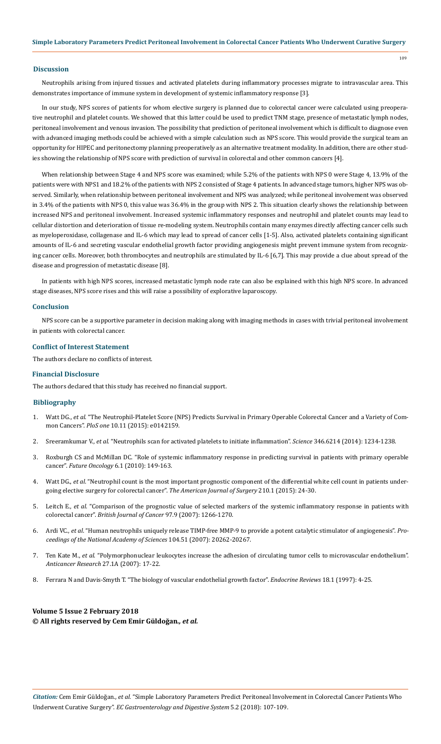## Discussion

Neutrophils arising from injured tissues and activated platelets during inflammatory processes migrate to intravascular area. This demonstrates importance of immune system in development of systemic inflammatory response [3].

In our study, NPS scores of patients for whom elective surgery is planned due to colorectal cancer were calculated using preoperative neutrophil and platelet counts. We showed that this latter could be used to predict TNM stage, presence of metastatic lymph nodes, peritoneal involvement and venous invasion. The possibility that prediction of peritoneal involvement which is difficult to diagnose even with advanced imaging methods could be achieved with a simple calculation such as NPS score. This would provide the surgical team an opportunity for HIPEC and peritonectomy planning preoperatively as an alternative treatment modality. In addition, there are other studies showing the relationship of NPS score with prediction of survival in colorectal and other common cancers [4].

When relationship between Stage 4 and NPS score was examined; while 5.2% of the patients with NPS 0 were Stage 4, 13.9% of the patients were with NPS1 and 18.2% of the patients with NPS 2 consisted of Stage 4 patients. In advanced stage tumors, higher NPS was observed. Similarly, when relationship between peritoneal involvement and NPS was analyzed; while peritoneal involvement was observed in 3.4% of the patients with NPS 0, this value was 36.4% in the group with NPS 2. This situation clearly shows the relationship between increased NPS and peritoneal involvement. Increased systemic inflammatory responses and neutrophil and platelet counts may lead to cellular distortion and deterioration of tissue re-modeling system. Neutrophils contain many enzymes directly affecting cancer cells such as myeloperoxidase, collagenase and IL-6 which may lead to spread of cancer cells [1-5]. Also, activated platelets containing significant amounts of IL-6 and secreting vascular endothelial growth factor providing angiogenesis might prevent immune system from recognizing cancer cells. Moreover, both thrombocytes and neutrophils are stimulated by IL-6 [6,7]. This may provide a clue about spread of the disease and progression of metastatic disease [8].

In patients with high NPS scores, increased metastatic lymph node rate can also be explained with this high NPS score. In advanced stage diseases, NPS score rises and this will raise a possibility of explorative laparoscopy.

## Conclusion

NPS score can be a supportive parameter in decision making along with imaging methods in cases with trivial peritoneal involvement in patients with colorectal cancer.

## Conflict of Interest Statement

The authors declare no conflicts of interest.

## Financial Disclosure

The authors declared that this study has received no financial support.

## Bibliography

1. Watt DG., *et al.* "The Neutrophil-Platelet Score (NPS) Predicts Survival in Primary Operable Colorectal Cancer and a Variety of Common Cancers". *PloS one* 10.11 (2015): e0142159.
2. Sreeramkumar V., *et al.* "Neutrophils scan for activated platelets to initiate inflammation". *Science* 346.6214 (2014): 1234-1238.
3. Roxburgh CS and McMillan DC. "Role of systemic inflammatory response in predicting survival in patients with primary operable cancer". *Future Oncology* 6.1 (2010): 149-163.
4. Watt DG., *et al.* "Neutrophil count is the most important prognostic component of the differential white cell count in patients undergoing elective surgery for colorectal cancer". *The American Journal of Surgery* 210.1 (2015): 24-30.
5. Leitch E., *et al.* "Comparison of the prognostic value of selected markers of the systemic inflammatory response in patients with colorectal cancer". *British Journal of Cancer* 97.9 (2007): 1266-1270.
6. Ardi VC., *et al.* "Human neutrophils uniquely release TIMP-free MMP-9 to provide a potent catalytic stimulator of angiogenesis". *Proceedings of the National Academy of Sciences* 104.51 (2007): 20262-20267.
7. Ten Kate M., *et al.* "Polymorphonuclear leukocytes increase the adhesion of circulating tumor cells to microvascular endothelium". *Anticancer Research* 27.1A (2007): 17-22.
8. Ferrara N and Davis-Smyth T. "The biology of vascular endothelial growth factor". *Endocrine Reviews* 18.1 (1997): 4-25.

**Volume 5 Issue 2 February 2018**
**© All rights reserved by Cem Emir Güldoğan., *et al.***